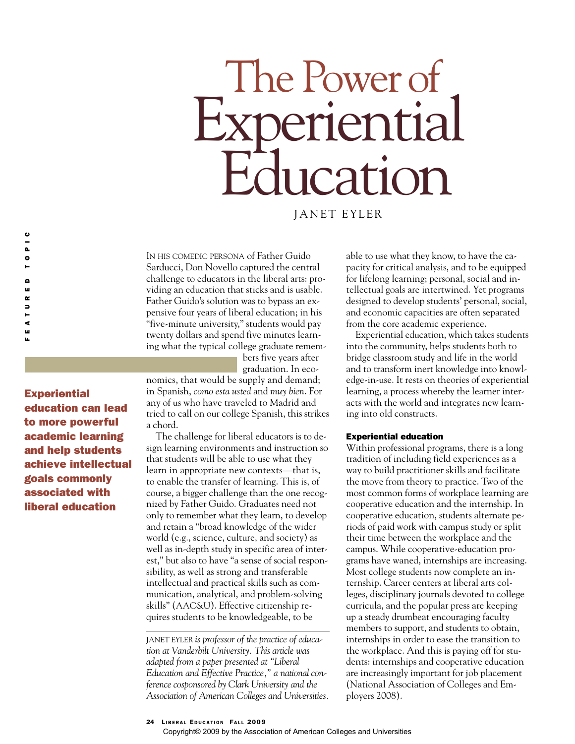# The Power of Experiential Education

JANET EYLER

**Experiential education can lead to more powerful academic learning and help students achieve intellectual goals commonly associated with liberal education**

IN HIS COMEDIC PERSONA of Father Guido Sarducci, Don Novello captured the central challenge to educators in the liberal arts: providing an education that sticks and is usable. Father Guido's solution was to bypass an expensive four years of liberal education; in his "five-minute university," students would pay twenty dollars and spend five minutes learning what the typical college graduate remembers five years after graduation. In economics, that would be supply and demand; in Spanish, *como esta usted* and *muy bien*. For any of us who have traveled to Madrid and tried to call on our college Spanish, this strikes a chord.

The challenge for liberal educators is to design learning environments and instruction so that students will be able to use what they learn in appropriate new contexts—that is, to enable the transfer of learning. This is, of course, a bigger challenge than the one recognized by Father Guido. Graduates need not only to remember what they learn, to develop and retain a "broad knowledge of the wider world (e.g., science, culture, and society) as well as in-depth study in specific area of interest," but also to have "a sense of social responsibility, as well as strong and transferable intellectual and practical skills such as communication, analytical, and problem-solving skills" (AAC&U). Effective citizenship requires students to be knowledgeable, to be able to use what they know, to have the capacity for critical analysis, and to be equipped for lifelong learning; personal, social and intellectual goals are intertwined. Yet programs designed to develop students' personal, social, and economic capacities are often separated from the core academic experience.

Experiential education, which takes students into the community, helps students both to bridge classroom study and life in the world and to transform inert knowledge into knowledge-in-use. It rests on theories of experiential learning, a process whereby the learner interacts with the world and integrates new learning into old constructs.

JANET EYLER *is professor of the practice of education at Vanderbilt University. This article was adapted from a paper presented at "Liberal Education and Effective Practice," a national conference cosponsored by Clark University and the Association of American Colleges and Universities.*

### Experiential education

Within professional programs, there is a long tradition of including field experiences as a way to build practitioner skills and facilitate the move from theory to practice. Two of the most common forms of workplace learning are cooperative education and the internship. In cooperative education, students alternate periods of paid work with campus study or split their time between the workplace and the campus. While cooperative-education programs have waned, internships are increasing. Most college students now complete an internship. Career centers at liberal arts colleges, disciplinary journals devoted to college curricula, and the popular press are keeping up a steady drumbeat encouraging faculty members to support, and students to obtain, internships in order to ease the transition to the workplace. And this is paying off for students: internships and cooperative education are increasingly important for job placement (National Association of Colleges and Employers 2008).

Copyright© 2009 by the Association of American Colleges and Universities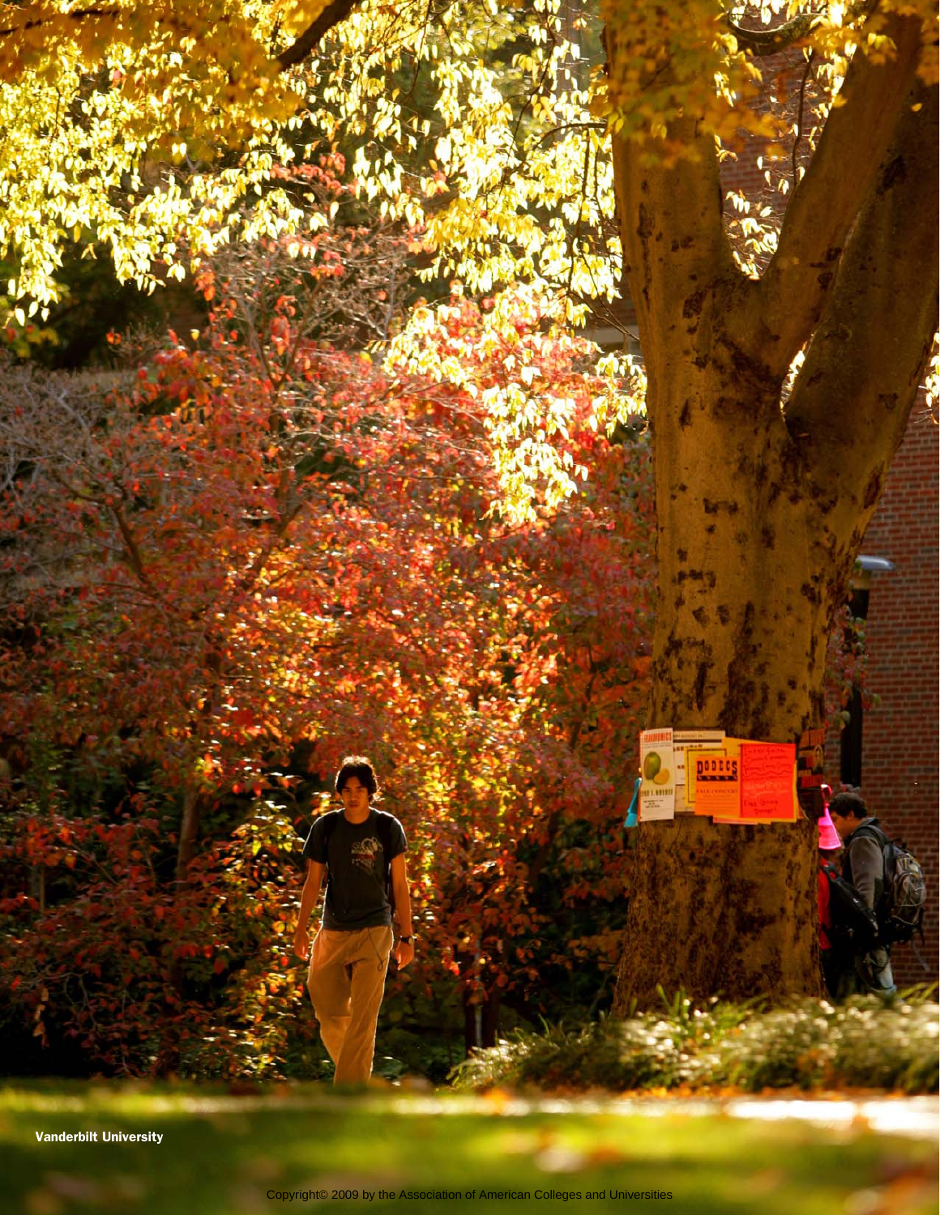Vanderbilt University

Copyright© 2009 by the Association of American Colleges and Universities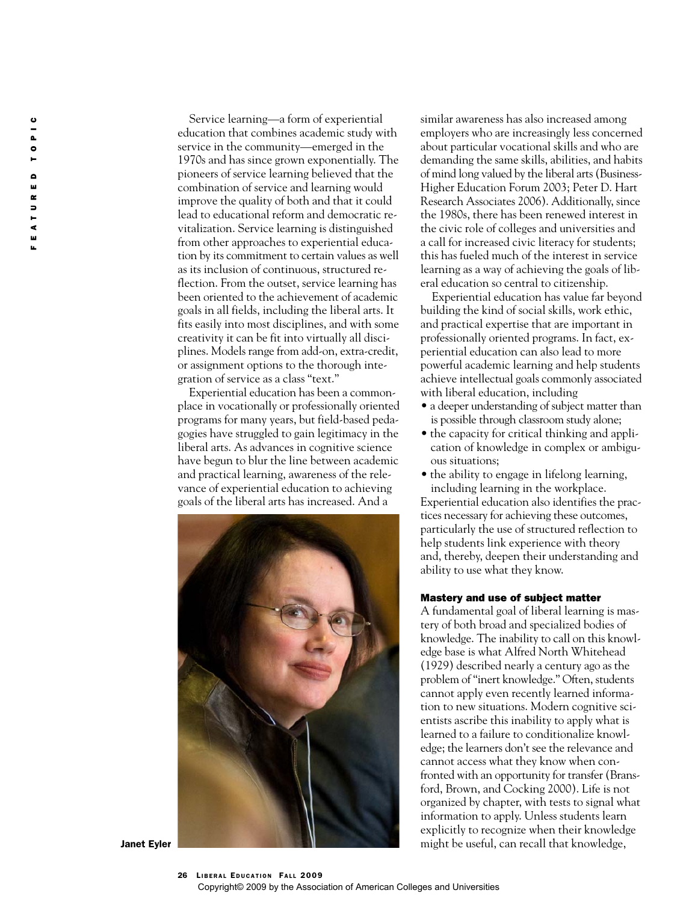Service learning—a form of experiential education that combines academic study with service in the community—emerged in the 1970s and has since grown exponentially. The pioneers of service learning believed that the combination of service and learning would improve the quality of both and that it could lead to educational reform and democratic revitalization. Service learning is distinguished from other approaches to experiential education by its commitment to certain values as well as its inclusion of continuous, structured reflection. From the outset, service learning has been oriented to the achievement of academic goals in all fields, including the liberal arts. It fits easily into most disciplines, and with some creativity it can be fit into virtually all disciplines. Models range from add-on, extra-credit, or assignment options to the thorough integration of service as a class "text."

Experiential education has been a commonplace in vocationally or professionally oriented programs for many years, but field-based pedagogies have struggled to gain legitimacy in the liberal arts. As advances in cognitive science have begun to blur the line between academic and practical learning, awareness of the relevance of experiential education to achieving goals of the liberal arts has increased. And a similar awareness has also increased among employers who are increasingly less concerned about particular vocational skills and who are demanding the same skills, abilities, and habits of mind long valued by the liberal arts (Business-Higher Education Forum 2003; Peter D. Hart Research Associates 2006). Additionally, since the 1980s, there has been renewed interest in the civic role of colleges and universities and a call for increased civic literacy for students; this has fueled much of the interest in service learning as a way of achieving the goals of liberal education so central to citizenship.

Experiential education has value far beyond building the kind of social skills, work ethic, and practical expertise that are important in professionally oriented programs. In fact, experiential education can also lead to more powerful academic learning and help students achieve intellectual goals commonly associated with liberal education, including

- a deeper understanding of subject matter than is possible through classroom study alone;
- the capacity for critical thinking and application of knowledge in complex or ambiguous situations;
- the ability to engage in lifelong learning, including learning in the workplace.

Experiential education also identifies the practices necessary for achieving these outcomes, particularly the use of structured reflection to help students link experience with theory and, thereby, deepen their understanding and ability to use what they know.

Janet Eyler

### Mastery and use of subject matter

A fundamental goal of liberal learning is mastery of both broad and specialized bodies of knowledge. The inability to call on this knowledge base is what Alfred North Whitehead (1929) described nearly a century ago as the problem of "inert knowledge." Often, students cannot apply even recently learned information to new situations. Modern cognitive scientists ascribe this inability to apply what is learned to a failure to conditionalize knowledge; the learners don't see the relevance and cannot access what they know when confronted with an opportunity for transfer (Bransford, Brown, and Cocking 2000). Life is not organized by chapter, with tests to signal what information to apply. Unless students learn explicitly to recognize when their knowledge might be useful, can recall that knowledge,

Copyright© 2009 by the Association of American Colleges and Universities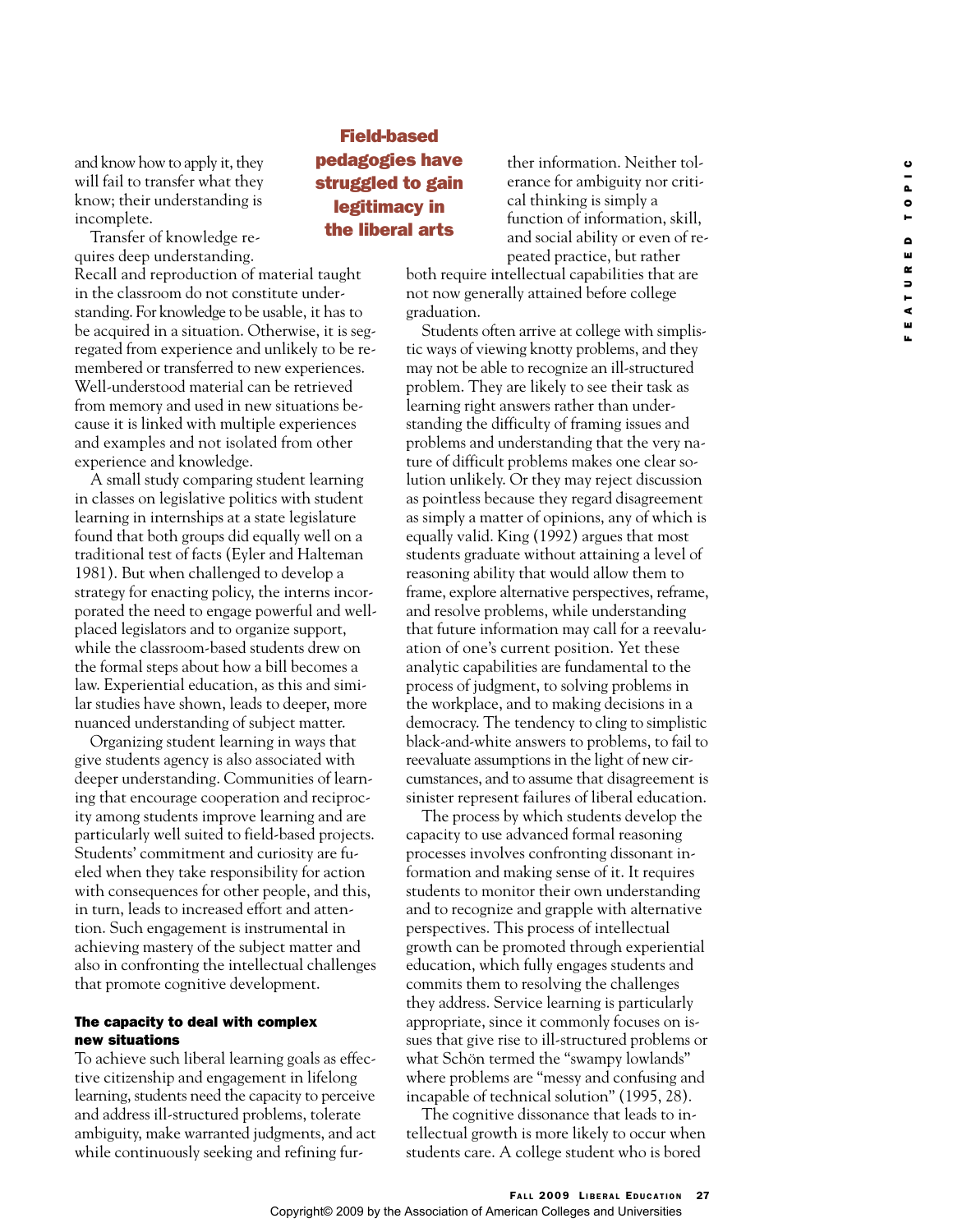and know how to apply it, they will fail to transfer what they know; their understanding is incomplete.

Transfer of knowledge requires deep understanding. Recall and reproduction of material taught in the classroom do not constitute understanding. For knowledge to be usable, it has to be acquired in a situation. Otherwise, it is segregated from experience and unlikely to be remembered or transferred to new experiences. Well-understood material can be retrieved from memory and used in new situations because it is linked with multiple experiences and examples and not isolated from other experience and knowledge.

A small study comparing student learning in classes on legislative politics with student learning in internships at a state legislature found that both groups did equally well on a traditional test of facts (Eyler and Halteman 1981). But when challenged to develop a strategy for enacting policy, the interns incorporated the need to engage powerful and well-placed legislators and to organize support, while the classroom-based students drew on the formal steps about how a bill becomes a law. Experiential education, as this and similar studies have shown, leads to deeper, more nuanced understanding of subject matter.

Organizing student learning in ways that give students agency is also associated with deeper understanding. Communities of learning that encourage cooperation and reciprocity among students improve learning and are particularly well suited to field-based projects. Students' commitment and curiosity are fueled when they take responsibility for action with consequences for other people, and this, in turn, leads to increased effort and attention. Such engagement is instrumental in achieving mastery of the subject matter and also in confronting the intellectual challenges that promote cognitive development.

**Field-based pedagogies have struggled to gain legitimacy in the liberal arts**

### The capacity to deal with complex new situations

To achieve such liberal learning goals as effective citizenship and engagement in lifelong learning, students need the capacity to perceive and address ill-structured problems, tolerate ambiguity, make warranted judgments, and act while continuously seeking and refining further information. Neither tolerance for ambiguity nor critical thinking is simply a function of information, skill, and social ability or even of repeated practice, but rather both require intellectual capabilities that are not now generally attained before college graduation.

Students often arrive at college with simplistic ways of viewing knotty problems, and they may not be able to recognize an ill-structured problem. They are likely to see their task as learning right answers rather than understanding the difficulty of framing issues and problems and understanding that the very nature of difficult problems makes one clear solution unlikely. Or they may reject discussion as pointless because they regard disagreement as simply a matter of opinions, any of which is equally valid. King (1992) argues that most students graduate without attaining a level of reasoning ability that would allow them to frame, explore alternative perspectives, reframe, and resolve problems, while understanding that future information may call for a reevaluation of one's current position. Yet these analytic capabilities are fundamental to the process of judgment, to solving problems in the workplace, and to making decisions in a democracy. The tendency to cling to simplistic black-and-white answers to problems, to fail to reevaluate assumptions in the light of new circumstances, and to assume that disagreement is sinister represent failures of liberal education.

The process by which students develop the capacity to use advanced formal reasoning processes involves confronting dissonant information and making sense of it. It requires students to monitor their own understanding and to recognize and grapple with alternative perspectives. This process of intellectual growth can be promoted through experiential education, which fully engages students and commits them to resolving the challenges they address. Service learning is particularly appropriate, since it commonly focuses on issues that give rise to ill-structured problems or what Schön termed the "swampy lowlands" where problems are "messy and confusing and incapable of technical solution" (1995, 28).

The cognitive dissonance that leads to intellectual growth is more likely to occur when students care. A college student who is bored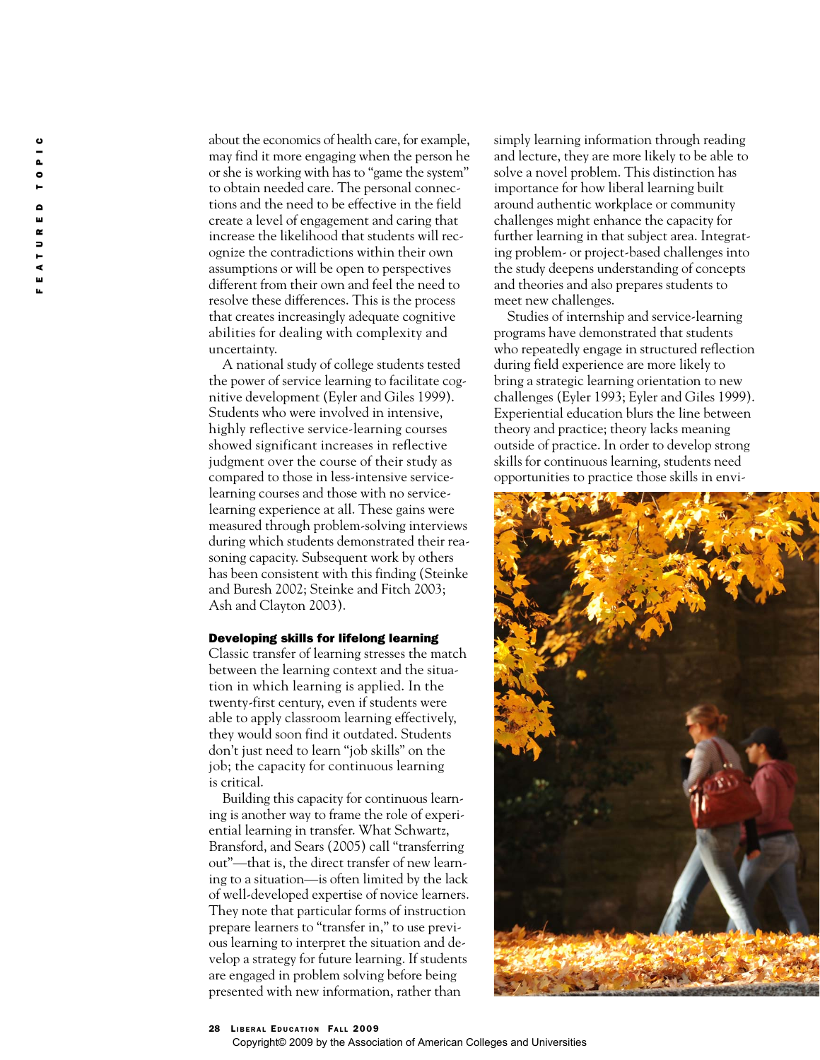about the economics of health care, for example, may find it more engaging when the person he or she is working with has to "game the system" to obtain needed care. The personal connections and the need to be effective in the field create a level of engagement and caring that increase the likelihood that students will recognize the contradictions within their own assumptions or will be open to perspectives different from their own and feel the need to resolve these differences. This is the process that creates increasingly adequate cognitive abilities for dealing with complexity and uncertainty.

A national study of college students tested the power of service learning to facilitate cognitive development (Eyler and Giles 1999). Students who were involved in intensive, highly reflective service-learning courses showed significant increases in reflective judgment over the course of their study as compared to those in less-intensive service-learning courses and those with no service-learning experience at all. These gains were measured through problem-solving interviews during which students demonstrated their reasoning capacity. Subsequent work by others has been consistent with this finding (Steinke and Buresh 2002; Steinke and Fitch 2003; Ash and Clayton 2003).

### Developing skills for lifelong learning

Classic transfer of learning stresses the match between the learning context and the situation in which learning is applied. In the twenty-first century, even if students were able to apply classroom learning effectively, they would soon find it outdated. Students don't just need to learn "job skills" on the job; the capacity for continuous learning is critical.

Building this capacity for continuous learning is another way to frame the role of experiential learning in transfer. What Schwartz, Bransford, and Sears (2005) call "transferring out"—that is, the direct transfer of new learning to a situation—is often limited by the lack of well-developed expertise of novice learners. They note that particular forms of instruction prepare learners to "transfer in," to use previous learning to interpret the situation and develop a strategy for future learning. If students are engaged in problem solving before being presented with new information, rather than simply learning information through reading and lecture, they are more likely to be able to solve a novel problem. This distinction has importance for how liberal learning built around authentic workplace or community challenges might enhance the capacity for further learning in that subject area. Integrating problem- or project-based challenges into the study deepens understanding of concepts and theories and also prepares students to meet new challenges.

Studies of internship and service-learning programs have demonstrated that students who repeatedly engage in structured reflection during field experience are more likely to bring a strategic learning orientation to new challenges (Eyler 1993; Eyler and Giles 1999). Experiential education blurs the line between theory and practice; theory lacks meaning outside of practice. In order to develop strong skills for continuous learning, students need opportunities to practice those skills in envi-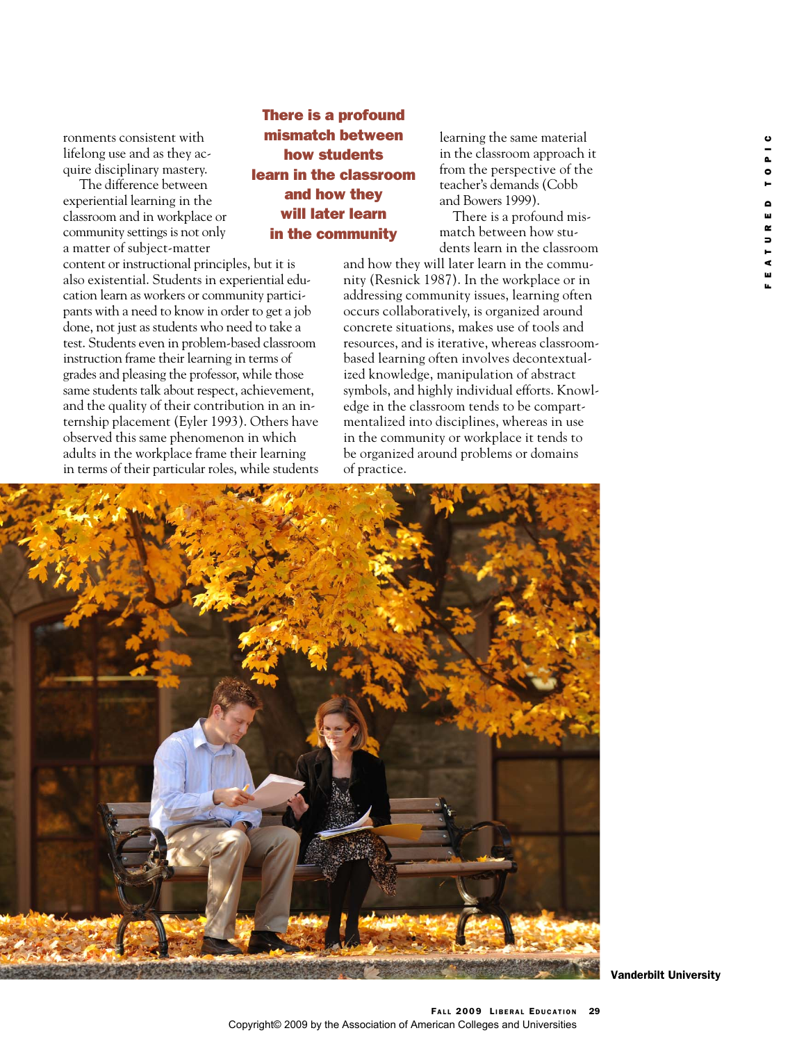ronments consistent with lifelong use and as they acquire disciplinary mastery.

The difference between experiential learning in the classroom and in workplace or community settings is not only a matter of subject-matter content or instructional principles, but it is also existential. Students in experiential education learn as workers or community participants with a need to know in order to get a job done, not just as students who need to take a test. Students even in problem-based classroom instruction frame their learning in terms of grades and pleasing the professor, while those same students talk about respect, achievement, and the quality of their contribution in an internship placement (Eyler 1993). Others have observed this same phenomenon in which adults in the workplace frame their learning in terms of their particular roles, while students learning the same material in the classroom approach it from the perspective of the teacher's demands (Cobb and Bowers 1999).

**There is a profound mismatch between how students learn in the classroom and how they will later learn in the community**

There is a profound mismatch between how students learn in the classroom and how they will later learn in the community (Resnick 1987). In the workplace or in addressing community issues, learning often occurs collaboratively, is organized around concrete situations, makes use of tools and resources, and is iterative, whereas classroom-based learning often involves decontextualized knowledge, manipulation of abstract symbols, and highly individual efforts. Knowledge in the classroom tends to be compartmentalized into disciplines, whereas in use in the community or workplace it tends to be organized around problems or domains of practice.

Vanderbilt University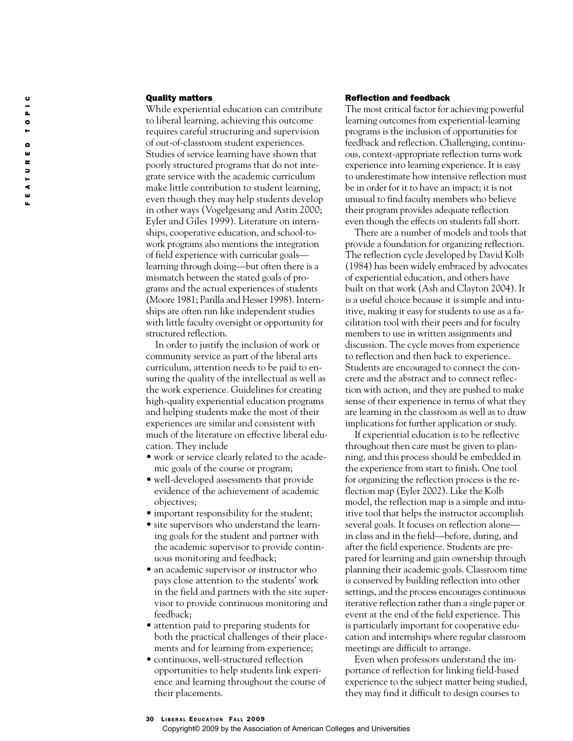### Quality matters

While experiential education can contribute to liberal learning, achieving this outcome requires careful structuring and supervision of out-of-classroom student experiences. Studies of service learning have shown that poorly structured programs that do not integrate service with the academic curriculum make little contribution to student learning, even though they may help students develop in other ways (Vogelgesang and Astin 2000; Eyler and Giles 1999). Literature on internships, cooperative education, and school-to-work programs also mentions the integration of field experience with curricular goals—learning through doing—but often there is a mismatch between the stated goals of programs and the actual experiences of students (Moore 1981; Parilla and Hesser 1998). Internships are often run like independent studies with little faculty oversight or opportunity for structured reflection.

In order to justify the inclusion of work or community service as part of the liberal arts curriculum, attention needs to be paid to ensuring the quality of the intellectual as well as the work experience. Guidelines for creating high-quality experiential education programs and helping students make the most of their experiences are similar and consistent with much of the literature on effective liberal education. They include

- work or service clearly related to the academic goals of the course or program;
- well-developed assessments that provide evidence of the achievement of academic objectives;
- important responsibility for the student;
- site supervisors who understand the learning goals for the student and partner with the academic supervisor to provide continuous monitoring and feedback;
- an academic supervisor or instructor who pays close attention to the students' work in the field and partners with the site supervisor to provide continuous monitoring and feedback;
- attention paid to preparing students for both the practical challenges of their placements and for learning from experience;
- continuous, well-structured reflection opportunities to help students link experience and learning throughout the course of their placements.

### Reflection and feedback

The most critical factor for achieving powerful learning outcomes from experiential-learning programs is the inclusion of opportunities for feedback and reflection. Challenging, continuous, context-appropriate reflection turns work experience into learning experience. It is easy to underestimate how intensive reflection must be in order for it to have an impact; it is not unusual to find faculty members who believe their program provides adequate reflection even though the effects on students fall short.

There are a number of models and tools that provide a foundation for organizing reflection. The reflection cycle developed by David Kolb (1984) has been widely embraced by advocates of experiential education, and others have built on that work (Ash and Clayton 2004). It is a useful choice because it is simple and intuitive, making it easy for students to use as a facilitation tool with their peers and for faculty members to use in written assignments and discussion. The cycle moves from experience to reflection and then back to experience. Students are encouraged to connect the concrete and the abstract and to connect reflection with action, and they are pushed to make sense of their experience in terms of what they are learning in the classroom as well as to draw implications for further application or study.

If experiential education is to be reflective throughout then care must be given to planning, and this process should be embedded in the experience from start to finish. One tool for organizing the reflection process is the reflection map (Eyler 2002). Like the Kolb model, the reflection map is a simple and intuitive tool that helps the instructor accomplish several goals. It focuses on reflection alone—in class and in the field—before, during, and after the field experience. Students are prepared for learning and gain ownership through planning their academic goals. Classroom time is conserved by building reflection into other settings, and the process encourages continuous iterative reflection rather than a single paper or event at the end of the field experience. This is particularly important for cooperative education and internships where regular classroom meetings are difficult to arrange.

Even when professors understand the importance of reflection for linking field-based experience to the subject matter being studied, they may find it difficult to design courses to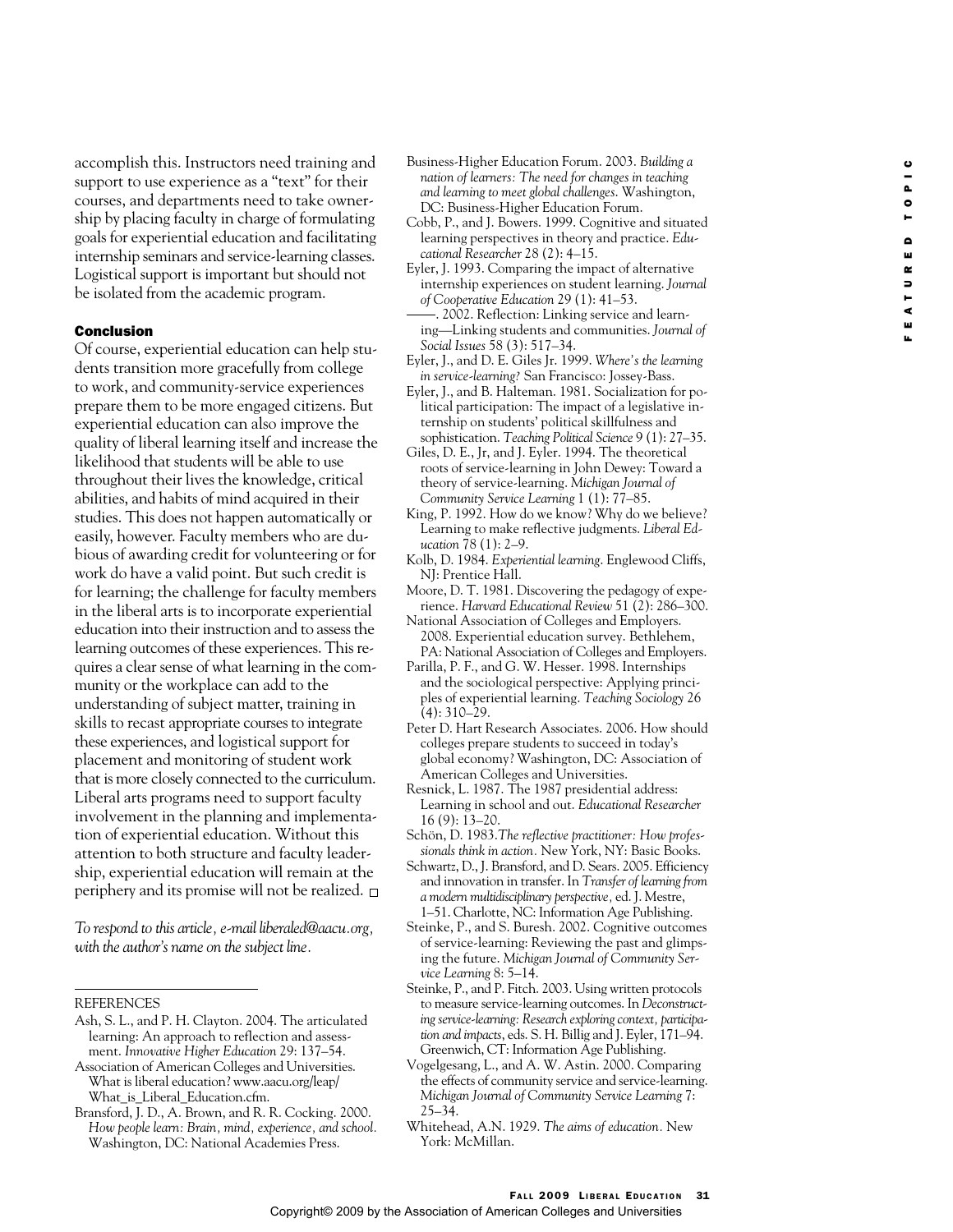accomplish this. Instructors need training and support to use experience as a "text" for their courses, and departments need to take ownership by placing faculty in charge of formulating goals for experiential education and facilitating internship seminars and service-learning classes. Logistical support is important but should not be isolated from the academic program.

## Conclusion

Of course, experiential education can help students transition more gracefully from college to work, and community-service experiences prepare them to be more engaged citizens. But experiential education can also improve the quality of liberal learning itself and increase the likelihood that students will be able to use throughout their lives the knowledge, critical abilities, and habits of mind acquired in their studies. This does not happen automatically or easily, however. Faculty members who are dubious of awarding credit for volunteering or for work do have a valid point. But such credit is for learning; the challenge for faculty members in the liberal arts is to incorporate experiential education into their instruction and to assess the learning outcomes of these experiences. This requires a clear sense of what learning in the community or the workplace can add to the understanding of subject matter, training in skills to recast appropriate courses to integrate these experiences, and logistical support for placement and monitoring of student work that is more closely connected to the curriculum. Liberal arts programs need to support faculty involvement in the planning and implementation of experiential education. Without this attention to both structure and faculty leadership, experiential education will remain at the periphery and its promise will not be realized. □

*To respond to this article, e-mail liberaled@aacu.org, with the author's name on the subject line.*

---

REFERENCES

Ash, S. L., and P. H. Clayton. 2004. The articulated learning: An approach to reflection and assessment. *Innovative Higher Education* 29: 137–54.

Association of American Colleges and Universities. What is liberal education? www.aacu.org/leap/What_is_Liberal_Education.cfm.

Bransford, J. D., A. Brown, and R. R. Cocking. 2000. *How people learn: Brain, mind, experience, and school.* Washington, DC: National Academies Press.

Business-Higher Education Forum. 2003. *Building a nation of learners: The need for changes in teaching and learning to meet global challenges.* Washington, DC: Business-Higher Education Forum.

Cobb, P., and J. Bowers. 1999. Cognitive and situated learning perspectives in theory and practice. *Educational Researcher* 28 (2): 4–15.

Eyler, J. 1993. Comparing the impact of alternative internship experiences on student learning. *Journal of Cooperative Education* 29 (1): 41–53.

———. 2002. Reflection: Linking service and learning—Linking students and communities. *Journal of Social Issues* 58 (3): 517–34.

Eyler, J., and D. E. Giles Jr. 1999. *Where's the learning in service-learning?* San Francisco: Jossey-Bass.

Eyler, J., and B. Halteman. 1981. Socialization for political participation: The impact of a legislative internship on students' political skillfulness and sophistication. *Teaching Political Science* 9 (1): 27–35.

Giles, D. E., Jr, and J. Eyler. 1994. The theoretical roots of service-learning in John Dewey: Toward a theory of service-learning. *Michigan Journal of Community Service Learning* 1 (1): 77–85.

King, P. 1992. How do we know? Why do we believe? Learning to make reflective judgments. *Liberal Education* 78 (1): 2–9.

Kolb, D. 1984. *Experiential learning.* Englewood Cliffs, NJ: Prentice Hall.

Moore, D. T. 1981. Discovering the pedagogy of experience. *Harvard Educational Review* 51 (2): 286–300.

National Association of Colleges and Employers. 2008. Experiential education survey. Bethlehem, PA: National Association of Colleges and Employers.

Parilla, P. F., and G. W. Hesser. 1998. Internships and the sociological perspective: Applying principles of experiential learning. *Teaching Sociology* 26 (4): 310–29.

Peter D. Hart Research Associates. 2006. How should colleges prepare students to succeed in today's global economy? Washington, DC: Association of American Colleges and Universities.

Resnick, L. 1987. The 1987 presidential address: Learning in school and out. *Educational Researcher* 16 (9): 13–20.

Schön, D. 1983. *The reflective practitioner: How professionals think in action.* New York, NY: Basic Books.

Schwartz, D., J. Bransford, and D. Sears. 2005. Efficiency and innovation in transfer. In *Transfer of learning from a modern multidisciplinary perspective,* ed. J. Mestre, 1–51. Charlotte, NC: Information Age Publishing.

Steinke, P., and S. Buresh. 2002. Cognitive outcomes of service-learning: Reviewing the past and glimpsing the future. *Michigan Journal of Community Service Learning* 8: 5–14.

Steinke, P., and P. Fitch. 2003. Using written protocols to measure service-learning outcomes. In *Deconstructing service-learning: Research exploring context, participation and impacts,* eds. S. H. Billig and J. Eyler, 171–94. Greenwich, CT: Information Age Publishing.

Vogelgesang, L., and A. W. Astin. 2000. Comparing the effects of community service and service-learning. *Michigan Journal of Community Service Learning* 7: 25–34.

Whitehead, A.N. 1929. *The aims of education.* New York: McMillan.

Copyright© 2009 by the Association of American Colleges and Universities